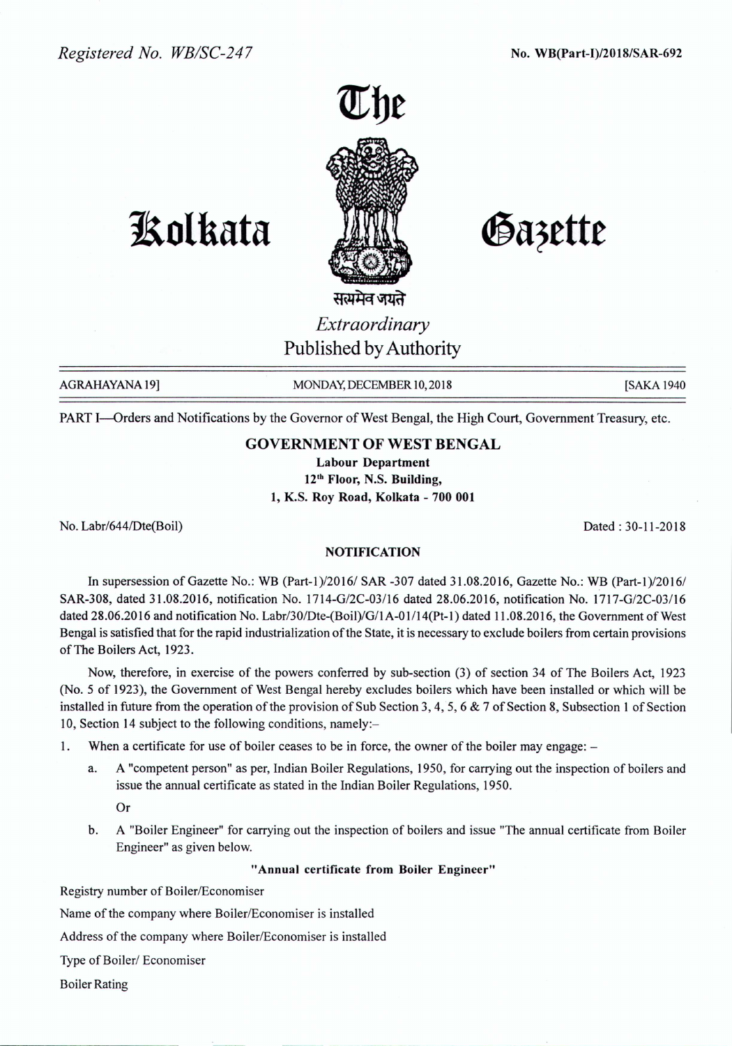Registered No. WB/SC-247

No. WB(Part-I)/2018/SAR-692

# The Kolkata Gazette

सत्यमेव जयते

*Extraordinary*

Published by Authority

AGRAHAYANA 19] MONDAY, DECEMBER 10, 2018 [SAKA 1940

PART I—Orders and Notifications by the Governor of West Bengal, the High Court, Government Treasury, etc.

## GOVERNMENT OF WEST BENGAL

**Labour Department**
**12th Floor, N.S. Building,**
**1, K.S. Roy Road, Kolkata - 700 001**

No. Labr/644/Dte(Boil) Dated : 30-11-2018

### NOTIFICATION

In supersession of Gazette No.: WB (Part-1)/2016/ SAR -307 dated 31.08.2016, Gazette No.: WB (Part-1)/2016/ SAR-308, dated 31.08.2016, notification No. 1714-G/2C-03/16 dated 28.06.2016, notification No. 1717-G/2C-03/16 dated 28.06.2016 and notification No. Labr/30/Dte-(Boil)/G/1A-01/14(Pt-1) dated 11.08.2016, the Government of West Bengal is satisfied that for the rapid industrialization of the State, it is necessary to exclude boilers from certain provisions of The Boilers Act, 1923.

Now, therefore, in exercise of the powers conferred by sub-section (3) of section 34 of The Boilers Act, 1923 (No. 5 of 1923), the Government of West Bengal hereby excludes boilers which have been installed or which will be installed in future from the operation of the provision of Sub Section 3, 4, 5, 6 & 7 of Section 8, Subsection 1 of Section 10, Section 14 subject to the following conditions, namely:–

1. When a certificate for use of boiler ceases to be in force, the owner of the boiler may engage: –

   a. A "competent person" as per, Indian Boiler Regulations, 1950, for carrying out the inspection of boilers and issue the annual certificate as stated in the Indian Boiler Regulations, 1950.

      Or

   b. A "Boiler Engineer" for carrying out the inspection of boilers and issue "The annual certificate from Boiler Engineer" as given below.

**"Annual certificate from Boiler Engineer"**

Registry number of Boiler/Economiser

Name of the company where Boiler/Economiser is installed

Address of the company where Boiler/Economiser is installed

Type of Boiler/ Economiser

Boiler Rating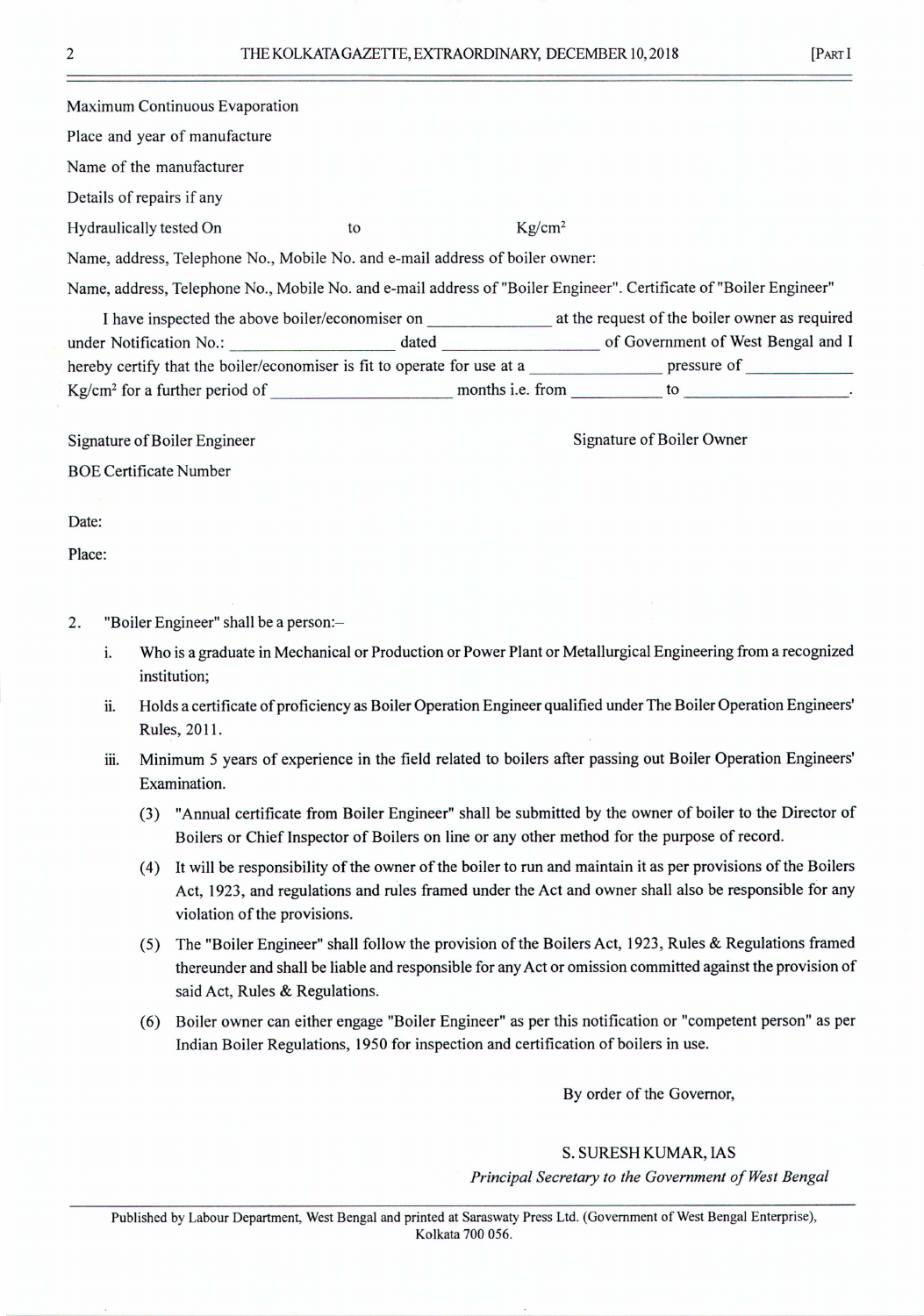Maximum Continuous Evaporation

Place and year of manufacture

Name of the manufacturer

Details of repairs if any

Hydraulically tested On                to                $Kg/cm^2$

Name, address, Telephone No., Mobile No. and e-mail address of boiler owner:

Name, address, Telephone No., Mobile No. and e-mail address of "Boiler Engineer". Certificate of "Boiler Engineer"

I have inspected the above boiler/economiser on _____________ at the request of the boiler owner as required under Notification No.: _________________ dated _________________ of Government of West Bengal and I hereby certify that the boiler/economiser is fit to operate for use at a _____________ pressure of ___________ $Kg/cm^2$ for a further period of ___________________ months i.e. from _________ to _________________.

Signature of Boiler Engineer                                        Signature of Boiler Owner

BOE Certificate Number

Date:

Place:

2. "Boiler Engineer" shall be a person:–

   i. Who is a graduate in Mechanical or Production or Power Plant or Metallurgical Engineering from a recognized institution;

   ii. Holds a certificate of proficiency as Boiler Operation Engineer qualified under The Boiler Operation Engineers' Rules, 2011.

   iii. Minimum 5 years of experience in the field related to boilers after passing out Boiler Operation Engineers' Examination.

      (3) "Annual certificate from Boiler Engineer" shall be submitted by the owner of boiler to the Director of Boilers or Chief Inspector of Boilers on line or any other method for the purpose of record.

      (4) It will be responsibility of the owner of the boiler to run and maintain it as per provisions of the Boilers Act, 1923, and regulations and rules framed under the Act and owner shall also be responsible for any violation of the provisions.

      (5) The "Boiler Engineer" shall follow the provision of the Boilers Act, 1923, Rules & Regulations framed thereunder and shall be liable and responsible for any Act or omission committed against the provision of said Act, Rules & Regulations.

      (6) Boiler owner can either engage "Boiler Engineer" as per this notification or "competent person" as per Indian Boiler Regulations, 1950 for inspection and certification of boilers in use.

By order of the Governor,

S. SURESH KUMAR, IAS

*Principal Secretary to the Government of West Bengal*

Published by Labour Department, West Bengal and printed at Saraswaty Press Ltd. (Government of West Bengal Enterprise), Kolkata 700 056.